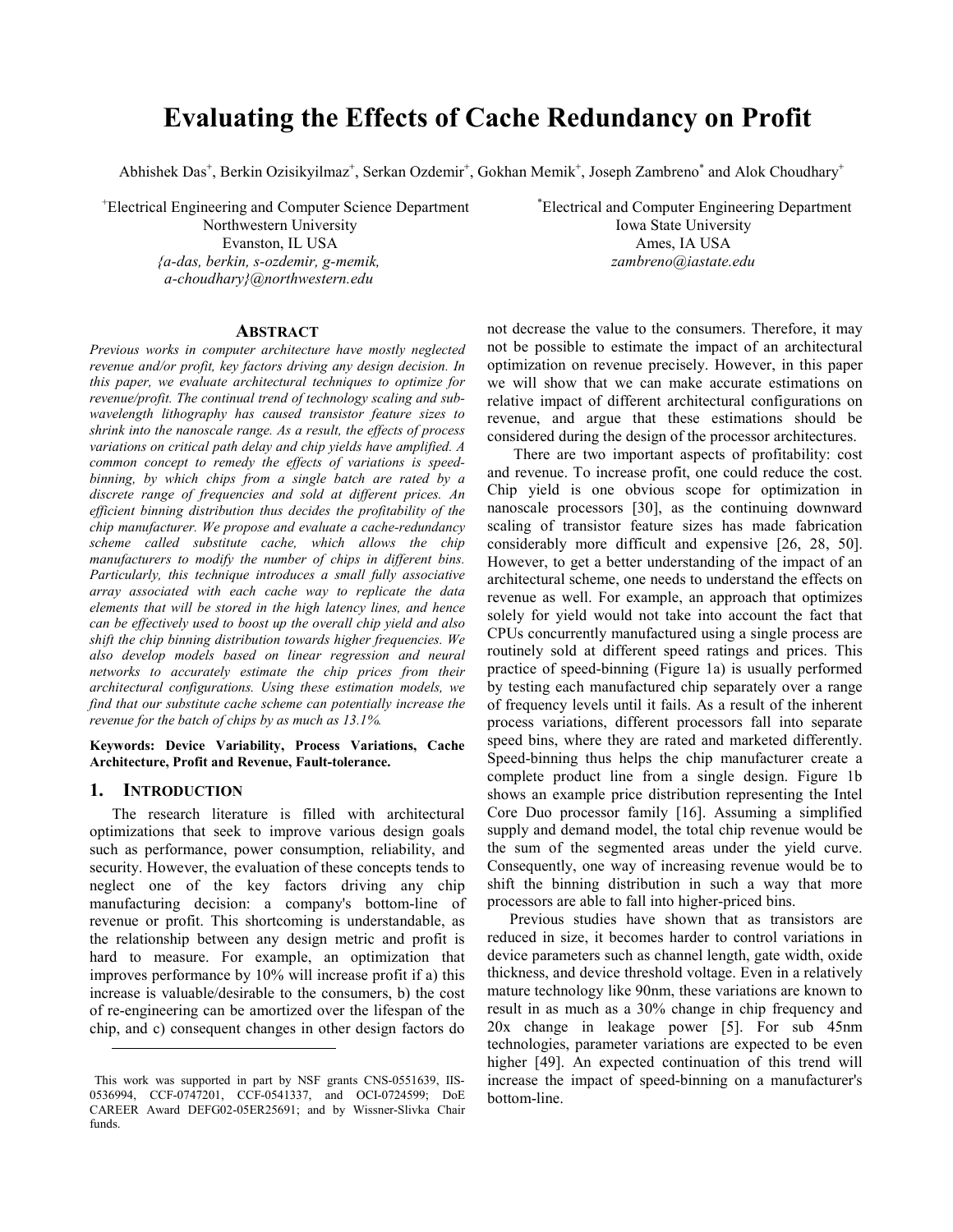# Evaluating the Effects of Cache Redundancy on Profit

Abhishek Das[+], Berkin Ozisikyilmaz[+], Serkan Ozdemir[+], Gokhan Memik[+], Joseph Zambreno[*] and Alok Choudhary[+]

[+]Electrical Engineering and Computer Science Department
Northwestern University
Evanston, IL USA
*{a-das, berkin, s-ozdemir, g-memik, a-choudhary}@northwestern.edu*

[*]Electrical and Computer Engineering Department
Iowa State University
Ames, IA USA
*zambreno@iastate.edu*

## ABSTRACT

*Previous works in computer architecture have mostly neglected revenue and/or profit, key factors driving any design decision. In this paper, we evaluate architectural techniques to optimize for revenue/profit. The continual trend of technology scaling and sub-wavelength lithography has caused transistor feature sizes to shrink into the nanoscale range. As a result, the effects of process variations on critical path delay and chip yields have amplified. A common concept to remedy the effects of variations is speed-binning, by which chips from a single batch are rated by a discrete range of frequencies and sold at different prices. An efficient binning distribution thus decides the profitability of the chip manufacturer. We propose and evaluate a cache-redundancy scheme called substitute cache, which allows the chip manufacturers to modify the number of chips in different bins. Particularly, this technique introduces a small fully associative array associated with each cache way to replicate the data elements that will be stored in the high latency lines, and hence can be effectively used to boost up the overall chip yield and also shift the chip binning distribution towards higher frequencies. We also develop models based on linear regression and neural networks to accurately estimate the chip prices from their architectural configurations. Using these estimation models, we find that our substitute cache scheme can potentially increase the revenue for the batch of chips by as much as 13.1%.*

**Keywords: Device Variability, Process Variations, Cache Architecture, Profit and Revenue, Fault-tolerance.**

## 1. INTRODUCTION

The research literature is filled with architectural optimizations that seek to improve various design goals such as performance, power consumption, reliability, and security. However, the evaluation of these concepts tends to neglect one of the key factors driving any chip manufacturing decision: a company's bottom-line of revenue or profit. This shortcoming is understandable, as the relationship between any design metric and profit is hard to measure. For example, an optimization that improves performance by 10% will increase profit if a) this increase is valuable/desirable to the consumers, b) the cost of re-engineering can be amortized over the lifespan of the chip, and c) consequent changes in other design factors do not decrease the value to the consumers. Therefore, it may not be possible to estimate the impact of an architectural optimization on revenue precisely. However, in this paper we will show that we can make accurate estimations on relative impact of different architectural configurations on revenue, and argue that these estimations should be considered during the design of the processor architectures.

There are two important aspects of profitability: cost and revenue. To increase profit, one could reduce the cost. Chip yield is one obvious scope for optimization in nanoscale processors [30], as the continuing downward scaling of transistor feature sizes has made fabrication considerably more difficult and expensive [26, 28, 50]. However, to get a better understanding of the impact of an architectural scheme, one needs to understand the effects on revenue as well. For example, an approach that optimizes solely for yield would not take into account the fact that CPUs concurrently manufactured using a single process are routinely sold at different speed ratings and prices. This practice of speed-binning (Figure 1a) is usually performed by testing each manufactured chip separately over a range of frequency levels until it fails. As a result of the inherent process variations, different processors fall into separate speed bins, where they are rated and marketed differently. Speed-binning thus helps the chip manufacturer create a complete product line from a single design. Figure 1b shows an example price distribution representing the Intel Core Duo processor family [16]. Assuming a simplified supply and demand model, the total chip revenue would be the sum of the segmented areas under the yield curve. Consequently, one way of increasing revenue would be to shift the binning distribution in such a way that more processors are able to fall into higher-priced bins.

Previous studies have shown that as transistors are reduced in size, it becomes harder to control variations in device parameters such as channel length, gate width, oxide thickness, and device threshold voltage. Even in a relatively mature technology like 90nm, these variations are known to result in as much as a 30% change in chip frequency and 20x change in leakage power [5]. For sub 45nm technologies, parameter variations are expected to be even higher [49]. An expected continuation of this trend will increase the impact of speed-binning on a manufacturer's bottom-line.

---

This work was supported in part by NSF grants CNS-0551639, IIS-0536994, CCF-0747201, CCF-0541337, and OCI-0724599; DoE CAREER Award DEFG02-05ER25691; and by Wissner-Slivka Chair funds.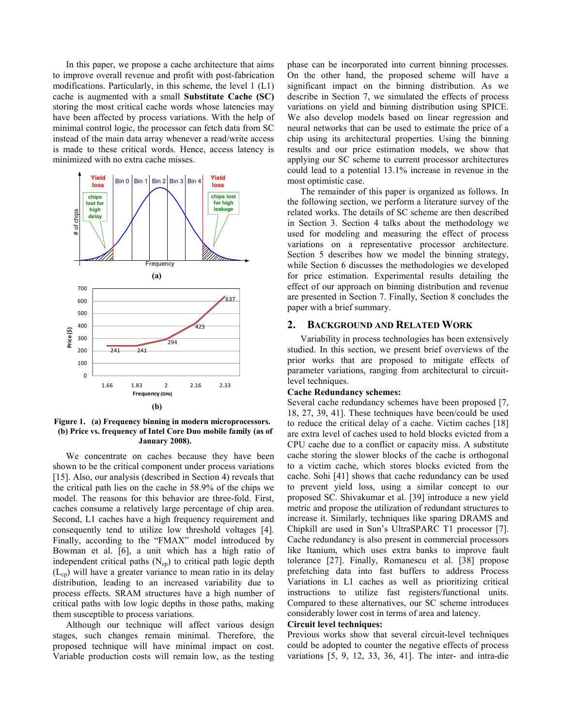In this paper, we propose a cache architecture that aims to improve overall revenue and profit with post-fabrication modifications. Particularly, in this scheme, the level 1 (L1) cache is augmented with a small **Substitute Cache (SC)** storing the most critical cache words whose latencies may have been affected by process variations. With the help of minimal control logic, the processor can fetch data from SC instead of the main data array whenever a read/write access is made to these critical words. Hence, access latency is minimized with no extra cache misses.

**Figure 1. (a) Frequency binning in modern microprocessors. (b) Price vs. frequency of Intel Core Duo mobile family (as of January 2008).**

We concentrate on caches because they have been shown to be the critical component under process variations [15]. Also, our analysis (described in Section 4) reveals that the critical path lies on the cache in 58.9% of the chips we model. The reasons for this behavior are three-fold. First, caches consume a relatively large percentage of chip area. Second, L1 caches have a high frequency requirement and consequently tend to utilize low threshold voltages [4]. Finally, according to the "FMAX" model introduced by Bowman et al. [6], a unit which has a high ratio of independent critical paths ($N_{cp}$) to critical path logic depth ($L_{cp}$) will have a greater variance to mean ratio in its delay distribution, leading to an increased variability due to process effects. SRAM structures have a high number of critical paths with low logic depths in those paths, making them susceptible to process variations.

Although our technique will affect various design stages, such changes remain minimal. Therefore, the proposed technique will have minimal impact on cost. Variable production costs will remain low, as the testing phase can be incorporated into current binning processes. On the other hand, the proposed scheme will have a significant impact on the binning distribution. As we describe in Section 7, we simulated the effects of process variations on yield and binning distribution using SPICE. We also develop models based on linear regression and neural networks that can be used to estimate the price of a chip using its architectural properties. Using the binning results and our price estimation models, we show that applying our SC scheme to current processor architectures could lead to a potential 13.1% increase in revenue in the most optimistic case.

The remainder of this paper is organized as follows. In the following section, we perform a literature survey of the related works. The details of SC scheme are then described in Section 3. Section 4 talks about the methodology we used for modeling and measuring the effect of process variations on a representative processor architecture. Section 5 describes how we model the binning strategy, while Section 6 discusses the methodologies we developed for price estimation. Experimental results detailing the effect of our approach on binning distribution and revenue are presented in Section 7. Finally, Section 8 concludes the paper with a brief summary.

## 2. Background and Related Work

Variability in process technologies has been extensively studied. In this section, we present brief overviews of the prior works that are proposed to mitigate effects of parameter variations, ranging from architectural to circuit-level techniques.

**Cache Redundancy schemes:**

Several cache redundancy schemes have been proposed [7, 18, 27, 39, 41]. These techniques have been/could be used to reduce the critical delay of a cache. Victim caches [18] are extra level of caches used to hold blocks evicted from a CPU cache due to a conflict or capacity miss. A substitute cache storing the slower blocks of the cache is orthogonal to a victim cache, which stores blocks evicted from the cache. Sohi [41] shows that cache redundancy can be used to prevent yield loss, using a similar concept to our proposed SC. Shivakumar et al. [39] introduce a new yield metric and propose the utilization of redundant structures to increase it. Similarly, techniques like sparing DRAMS and Chipkill are used in Sun's UltraSPARC T1 processor [7]. Cache redundancy is also present in commercial processors like Itanium, which uses extra banks to improve fault tolerance [27]. Finally, Romanescu et al. [38] propose prefetching data into fast buffers to address Process Variations in L1 caches as well as prioritizing critical instructions to utilize fast registers/functional units. Compared to these alternatives, our SC scheme introduces considerably lower cost in terms of area and latency.

**Circuit level techniques:**

Previous works show that several circuit-level techniques could be adopted to counter the negative effects of process variations [5, 9, 12, 33, 36, 41]. The inter- and intra-die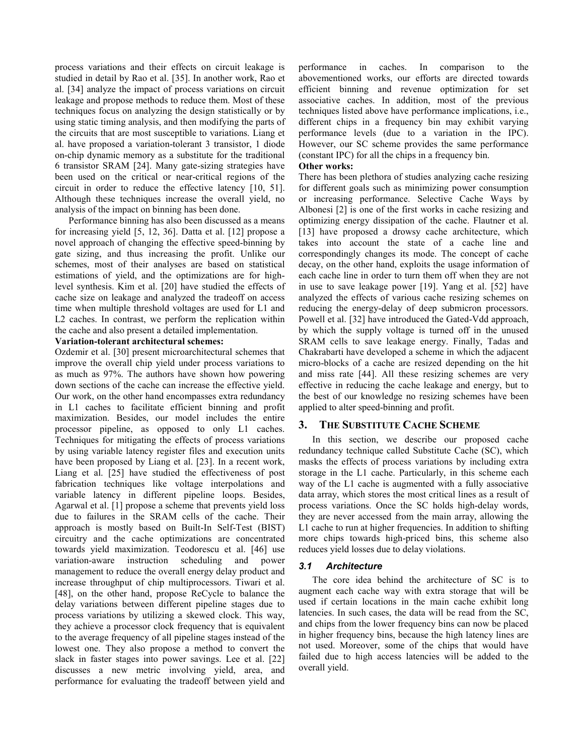process variations and their effects on circuit leakage is studied in detail by Rao et al. [35]. In another work, Rao et al. [34] analyze the impact of process variations on circuit leakage and propose methods to reduce them. Most of these techniques focus on analyzing the design statistically or by using static timing analysis, and then modifying the parts of the circuits that are most susceptible to variations. Liang et al. have proposed a variation-tolerant 3 transistor, 1 diode on-chip dynamic memory as a substitute for the traditional 6 transistor SRAM [24]. Many gate-sizing strategies have been used on the critical or near-critical regions of the circuit in order to reduce the effective latency [10, 51]. Although these techniques increase the overall yield, no analysis of the impact on binning has been done.

Performance binning has also been discussed as a means for increasing yield [5, 12, 36]. Datta et al. [12] propose a novel approach of changing the effective speed-binning by gate sizing, and thus increasing the profit. Unlike our schemes, most of their analyses are based on statistical estimations of yield, and the optimizations are for high-level synthesis. Kim et al. [20] have studied the effects of cache size on leakage and analyzed the tradeoff on access time when multiple threshold voltages are used for L1 and L2 caches. In contrast, we perform the replication within the cache and also present a detailed implementation.

**Variation-tolerant architectural schemes:**

Ozdemir et al. [30] present microarchitectural schemes that improve the overall chip yield under process variations to as much as 97%. The authors have shown how powering down sections of the cache can increase the effective yield. Our work, on the other hand encompasses extra redundancy in L1 caches to facilitate efficient binning and profit maximization. Besides, our model includes the entire processor pipeline, as opposed to only L1 caches. Techniques for mitigating the effects of process variations by using variable latency register files and execution units have been proposed by Liang et al. [23]. In a recent work, Liang et al. [25] have studied the effectiveness of post fabrication techniques like voltage interpolations and variable latency in different pipeline loops. Besides, Agarwal et al. [1] propose a scheme that prevents yield loss due to failures in the SRAM cells of the cache. Their approach is mostly based on Built-In Self-Test (BIST) circuitry and the cache optimizations are concentrated towards yield maximization. Teodorescu et al. [46] use variation-aware instruction scheduling and power management to reduce the overall energy delay product and increase throughput of chip multiprocessors. Tiwari et al. [48], on the other hand, propose ReCycle to balance the delay variations between different pipeline stages due to process variations by utilizing a skewed clock. This way, they achieve a processor clock frequency that is equivalent to the average frequency of all pipeline stages instead of the lowest one. They also propose a method to convert the slack in faster stages into power savings. Lee et al. [22] discusses a new metric involving yield, area, and performance for evaluating the tradeoff between yield and performance in caches. In comparison to the abovementioned works, our efforts are directed towards efficient binning and revenue optimization for set associative caches. In addition, most of the previous techniques listed above have performance implications, i.e., different chips in a frequency bin may exhibit varying performance levels (due to a variation in the IPC). However, our SC scheme provides the same performance (constant IPC) for all the chips in a frequency bin.

**Other works:**

There has been plethora of studies analyzing cache resizing for different goals such as minimizing power consumption or increasing performance. Selective Cache Ways by Albonesi [2] is one of the first works in cache resizing and optimizing energy dissipation of the cache. Flautner et al. [13] have proposed a drowsy cache architecture, which takes into account the state of a cache line and correspondingly changes its mode. The concept of cache decay, on the other hand, exploits the usage information of each cache line in order to turn them off when they are not in use to save leakage power [19]. Yang et al. [52] have analyzed the effects of various cache resizing schemes on reducing the energy-delay of deep submicron processors. Powell et al. [32] have introduced the Gated-Vdd approach, by which the supply voltage is turned off in the unused SRAM cells to save leakage energy. Finally, Tadas and Chakrabarti have developed a scheme in which the adjacent micro-blocks of a cache are resized depending on the hit and miss rate [44]. All these resizing schemes are very effective in reducing the cache leakage and energy, but to the best of our knowledge no resizing schemes have been applied to alter speed-binning and profit.

## 3. The Substitute Cache Scheme

In this section, we describe our proposed cache redundancy technique called Substitute Cache (SC), which masks the effects of process variations by including extra storage in the L1 cache. Particularly, in this scheme each way of the L1 cache is augmented with a fully associative data array, which stores the most critical lines as a result of process variations. Once the SC holds high-delay words, they are never accessed from the main array, allowing the L1 cache to run at higher frequencies. In addition to shifting more chips towards high-priced bins, this scheme also reduces yield losses due to delay violations.

### *3.1 Architecture*

The core idea behind the architecture of SC is to augment each cache way with extra storage that will be used if certain locations in the main cache exhibit long latencies. In such cases, the data will be read from the SC, and chips from the lower frequency bins can now be placed in higher frequency bins, because the high latency lines are not used. Moreover, some of the chips that would have failed due to high access latencies will be added to the overall yield.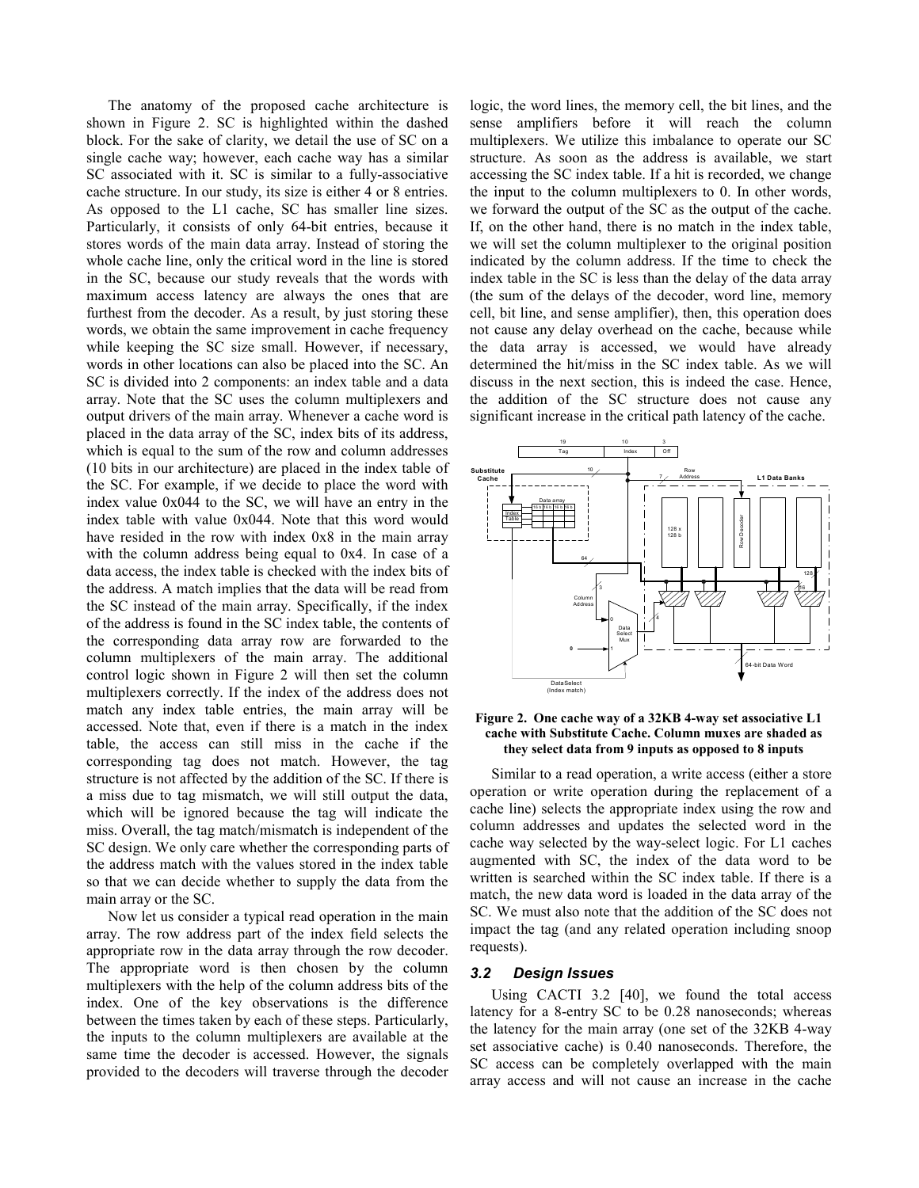The anatomy of the proposed cache architecture is shown in Figure 2. SC is highlighted within the dashed block. For the sake of clarity, we detail the use of SC on a single cache way; however, each cache way has a similar SC associated with it. SC is similar to a fully-associative cache structure. In our study, its size is either 4 or 8 entries. As opposed to the L1 cache, SC has smaller line sizes. Particularly, it consists of only 64-bit entries, because it stores words of the main data array. Instead of storing the whole cache line, only the critical word in the line is stored in the SC, because our study reveals that the words with maximum access latency are always the ones that are furthest from the decoder. As a result, by just storing these words, we obtain the same improvement in cache frequency while keeping the SC size small. However, if necessary, words in other locations can also be placed into the SC. An SC is divided into 2 components: an index table and a data array. Note that the SC uses the column multiplexers and output drivers of the main array. Whenever a cache word is placed in the data array of the SC, index bits of its address, which is equal to the sum of the row and column addresses (10 bits in our architecture) are placed in the index table of the SC. For example, if we decide to place the word with index value 0x044 to the SC, we will have an entry in the index table with value 0x044. Note that this word would have resided in the row with index 0x8 in the main array with the column address being equal to 0x4. In case of a data access, the index table is checked with the index bits of the address. A match implies that the data will be read from the SC instead of the main array. Specifically, if the index of the address is found in the SC index table, the contents of the corresponding data array row are forwarded to the column multiplexers of the main array. The additional control logic shown in Figure 2 will then set the column multiplexers correctly. If the index of the address does not match any index table entries, the main array will be accessed. Note that, even if there is a match in the index table, the access can still miss in the cache if the corresponding tag does not match. However, the tag structure is not affected by the addition of the SC. If there is a miss due to tag mismatch, we will still output the data, which will be ignored because the tag will indicate the miss. Overall, the tag match/mismatch is independent of the SC design. We only care whether the corresponding parts of the address match with the values stored in the index table so that we can decide whether to supply the data from the main array or the SC.

Now let us consider a typical read operation in the main array. The row address part of the index field selects the appropriate row in the data array through the row decoder. The appropriate word is then chosen by the column multiplexers with the help of the column address bits of the index. One of the key observations is the difference between the times taken by each of these steps. Particularly, the inputs to the column multiplexers are available at the same time the decoder is accessed. However, the signals provided to the decoders will traverse through the decoder logic, the word lines, the memory cell, the bit lines, and the sense amplifiers before it will reach the column multiplexers. We utilize this imbalance to operate our SC structure. As soon as the address is available, we start accessing the SC index table. If a hit is recorded, we change the input to the column multiplexers to 0. In other words, we forward the output of the SC as the output of the cache. If, on the other hand, there is no match in the index table, we will set the column multiplexer to the original position indicated by the column address. If the time to check the index table in the SC is less than the delay of the data array (the sum of the delays of the decoder, word line, memory cell, bit line, and sense amplifier), then, this operation does not cause any delay overhead on the cache, because while the data array is accessed, we would have already determined the hit/miss in the SC index table. As we will discuss in the next section, this is indeed the case. Hence, the addition of the SC structure does not cause any significant increase in the critical path latency of the cache.

19 Tag | 10 Index | 3 Off

Substitute Cache

Index Table

Data array

Row Address

L1 Data Banks

128 x 128 b

Row Decoder

Column Address

Data Select Mux

64-bit Data Word

DataSelect (Index match)

**Figure 2. One cache way of a 32KB 4-way set associative L1 cache with Substitute Cache. Column muxes are shaded as they select data from 9 inputs as opposed to 8 inputs**

Similar to a read operation, a write access (either a store operation or write operation during the replacement of a cache line) selects the appropriate index using the row and column addresses and updates the selected word in the cache way selected by the way-select logic. For L1 caches augmented with SC, the index of the data word to be written is searched within the SC index table. If there is a match, the new data word is loaded in the data array of the SC. We must also note that the addition of the SC does not impact the tag (and any related operation including snoop requests).

### *3.2 Design Issues*

Using CACTI 3.2 [40], we found the total access latency for a 8-entry SC to be 0.28 nanoseconds; whereas the latency for the main array (one set of the 32KB 4-way set associative cache) is 0.40 nanoseconds. Therefore, the SC access can be completely overlapped with the main array access and will not cause an increase in the cache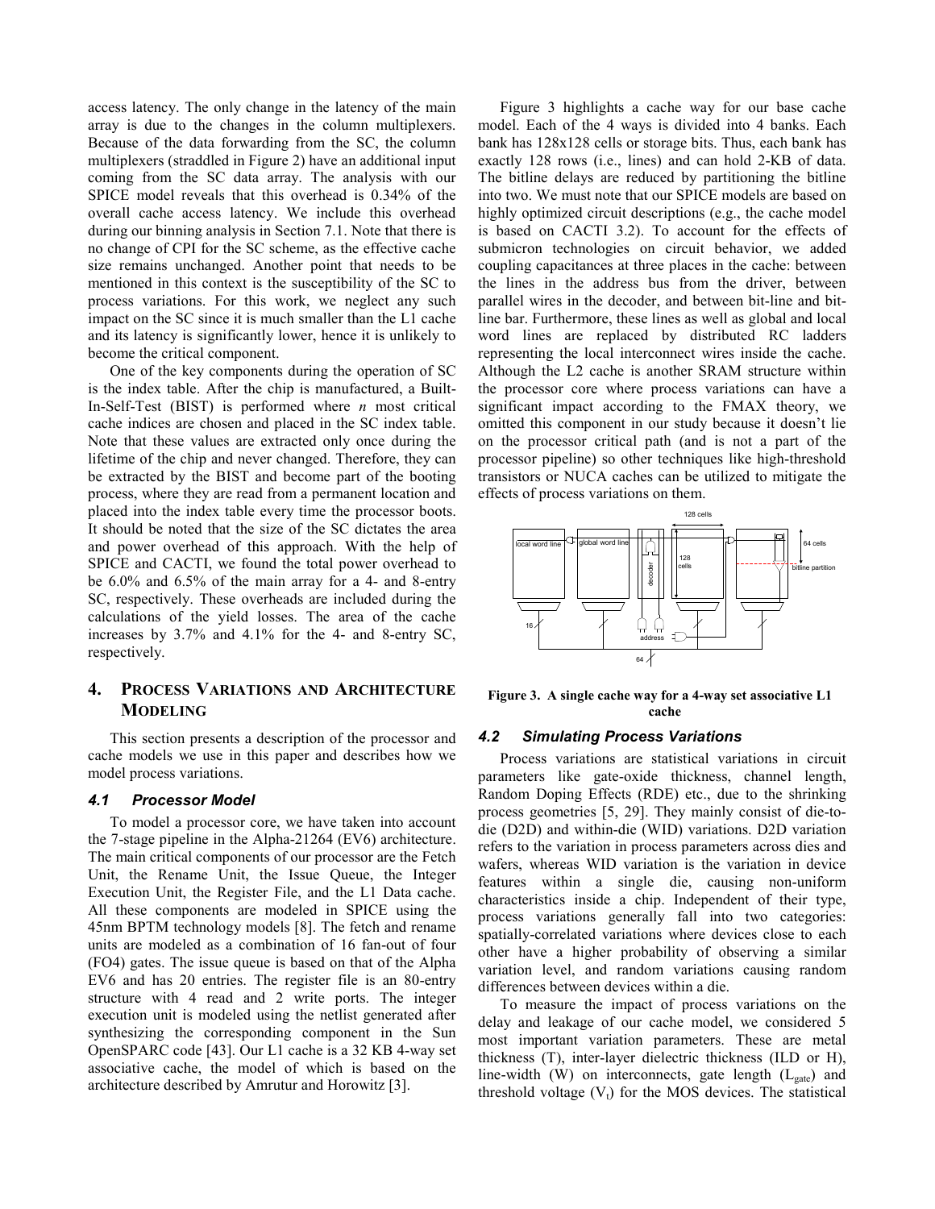access latency. The only change in the latency of the main array is due to the changes in the column multiplexers. Because of the data forwarding from the SC, the column multiplexers (straddled in Figure 2) have an additional input coming from the SC data array. The analysis with our SPICE model reveals that this overhead is 0.34% of the overall cache access latency. We include this overhead during our binning analysis in Section 7.1. Note that there is no change of CPI for the SC scheme, as the effective cache size remains unchanged. Another point that needs to be mentioned in this context is the susceptibility of the SC to process variations. For this work, we neglect any such impact on the SC since it is much smaller than the L1 cache and its latency is significantly lower, hence it is unlikely to become the critical component.

One of the key components during the operation of SC is the index table. After the chip is manufactured, a Built-In-Self-Test (BIST) is performed where *n* most critical cache indices are chosen and placed in the SC index table. Note that these values are extracted only once during the lifetime of the chip and never changed. Therefore, they can be extracted by the BIST and become part of the booting process, where they are read from a permanent location and placed into the index table every time the processor boots. It should be noted that the size of the SC dictates the area and power overhead of this approach. With the help of SPICE and CACTI, we found the total power overhead to be 6.0% and 6.5% of the main array for a 4- and 8-entry SC, respectively. These overheads are included during the calculations of the yield losses. The area of the cache increases by 3.7% and 4.1% for the 4- and 8-entry SC, respectively.

## 4. PROCESS VARIATIONS AND ARCHITECTURE MODELING

This section presents a description of the processor and cache models we use in this paper and describes how we model process variations.

### 4.1 Processor Model

To model a processor core, we have taken into account the 7-stage pipeline in the Alpha-21264 (EV6) architecture. The main critical components of our processor are the Fetch Unit, the Rename Unit, the Issue Queue, the Integer Execution Unit, the Register File, and the L1 Data cache. All these components are modeled in SPICE using the 45nm BPTM technology models [8]. The fetch and rename units are modeled as a combination of 16 fan-out of four (FO4) gates. The issue queue is based on that of the Alpha EV6 and has 20 entries. The register file is an 80-entry structure with 4 read and 2 write ports. The integer execution unit is modeled using the netlist generated after synthesizing the corresponding component in the Sun OpenSPARC code [43]. Our L1 cache is a 32 KB 4-way set associative cache, the model of which is based on the architecture described by Amrutur and Horowitz [3].

Figure 3 highlights a cache way for our base cache model. Each of the 4 ways is divided into 4 banks. Each bank has 128x128 cells or storage bits. Thus, each bank has exactly 128 rows (i.e., lines) and can hold 2-KB of data. The bitline delays are reduced by partitioning the bitline into two. We must note that our SPICE models are based on highly optimized circuit descriptions (e.g., the cache model is based on CACTI 3.2). To account for the effects of submicron technologies on circuit behavior, we added coupling capacitances at three places in the cache: between the lines in the address bus from the driver, between parallel wires in the decoder, and between bit-line and bit-line bar. Furthermore, these lines as well as global and local word lines are replaced by distributed RC ladders representing the local interconnect wires inside the cache. Although the L2 cache is another SRAM structure within the processor core where process variations can have a significant impact according to the FMAX theory, we omitted this component in our study because it doesn't lie on the processor critical path (and is not a part of the processor pipeline) so other techniques like high-threshold transistors or NUCA caches can be utilized to mitigate the effects of process variations on them.

**Figure 3. A single cache way for a 4-way set associative L1 cache**

### 4.2 Simulating Process Variations

Process variations are statistical variations in circuit parameters like gate-oxide thickness, channel length, Random Doping Effects (RDE) etc., due to the shrinking process geometries [5, 29]. They mainly consist of die-to-die (D2D) and within-die (WID) variations. D2D variation refers to the variation in process parameters across dies and wafers, whereas WID variation is the variation in device features within a single die, causing non-uniform characteristics inside a chip. Independent of their type, process variations generally fall into two categories: spatially-correlated variations where devices close to each other have a higher probability of observing a similar variation level, and random variations causing random differences between devices within a die.

To measure the impact of process variations on the delay and leakage of our cache model, we considered 5 most important variation parameters. These are metal thickness (T), inter-layer dielectric thickness (ILD or H), line-width (W) on interconnects, gate length ($L_{gate}$) and threshold voltage ($V_t$) for the MOS devices. The statistical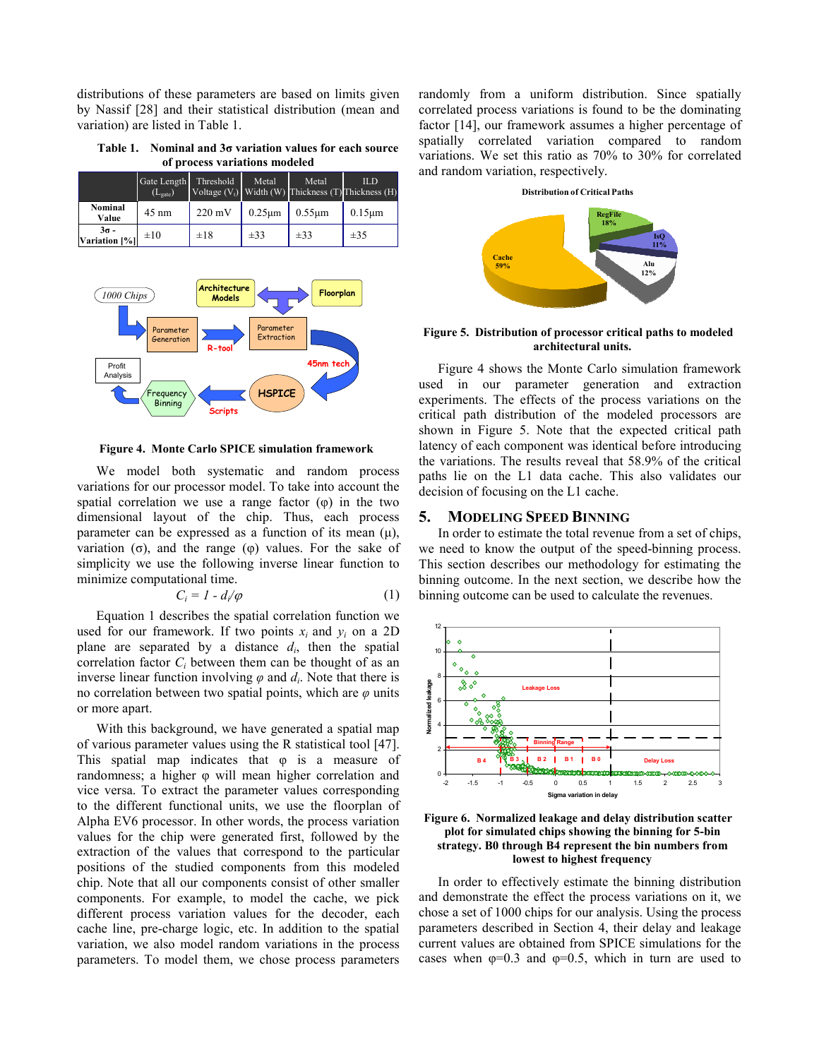distributions of these parameters are based on limits given by Nassif [28] and their statistical distribution (mean and variation) are listed in Table 1.

**Table 1. Nominal and 3σ variation values for each source of process variations modeled**

| | Gate Length ($L_{gate}$) | Threshold Voltage ($V_t$) | Metal Width (W) | Metal Thickness (T) | ILD Thickness (H) |
|---|---|---|---|---|---|
| **Nominal Value** | 45 nm | 220 mV | 0.25µm | 0.55µm | 0.15µm |
| **3σ - Variation [%]** | ±10 | ±18 | ±33 | ±33 | ±35 |

**Figure 4. Monte Carlo SPICE simulation framework**

We model both systematic and random process variations for our processor model. To take into account the spatial correlation we use a range factor (φ) in the two dimensional layout of the chip. Thus, each process parameter can be expressed as a function of its mean (μ), variation (σ), and the range (φ) values. For the sake of simplicity we use the following inverse linear function to minimize computational time.

$$C_i = 1 - d_i/\varphi \qquad (1)$$

Equation 1 describes the spatial correlation function we used for our framework. If two points $x_i$ and $y_i$ on a 2D plane are separated by a distance $d_i$, then the spatial correlation factor $C_i$ between them can be thought of as an inverse linear function involving $\varphi$ and $d_i$. Note that there is no correlation between two spatial points, which are $\varphi$ units or more apart.

With this background, we have generated a spatial map of various parameter values using the R statistical tool [47]. This spatial map indicates that φ is a measure of randomness; a higher φ will mean higher correlation and vice versa. To extract the parameter values corresponding to the different functional units, we use the floorplan of Alpha EV6 processor. In other words, the process variation values for the chip were generated first, followed by the extraction of the values that correspond to the particular positions of the studied components from this modeled chip. Note that all our components consist of other smaller components. For example, to model the cache, we pick different process variation values for the decoder, each cache line, pre-charge logic, etc. In addition to the spatial variation, we also model random variations in the process parameters. To model them, we chose process parameters randomly from a uniform distribution. Since spatially correlated process variations is found to be the dominating factor [14], our framework assumes a higher percentage of spatially correlated variation compared to random variations. We set this ratio as 70% to 30% for correlated and random variation, respectively.

**Figure 5. Distribution of processor critical paths to modeled architectural units.**

Figure 4 shows the Monte Carlo simulation framework used in our parameter generation and extraction experiments. The effects of the process variations on the critical path distribution of the modeled processors are shown in Figure 5. Note that the expected critical path latency of each component was identical before introducing the variations. The results reveal that 58.9% of the critical paths lie on the L1 data cache. This also validates our decision of focusing on the L1 cache.

## 5. MODELING SPEED BINNING

In order to estimate the total revenue from a set of chips, we need to know the output of the speed-binning process. This section describes our methodology for estimating the binning outcome. In the next section, we describe how the binning outcome can be used to calculate the revenues.

**Figure 6. Normalized leakage and delay distribution scatter plot for simulated chips showing the binning for 5-bin strategy. B0 through B4 represent the bin numbers from lowest to highest frequency**

In order to effectively estimate the binning distribution and demonstrate the effect the process variations on it, we chose a set of 1000 chips for our analysis. Using the process parameters described in Section 4, their delay and leakage current values are obtained from SPICE simulations for the cases when φ=0.3 and φ=0.5, which in turn are used to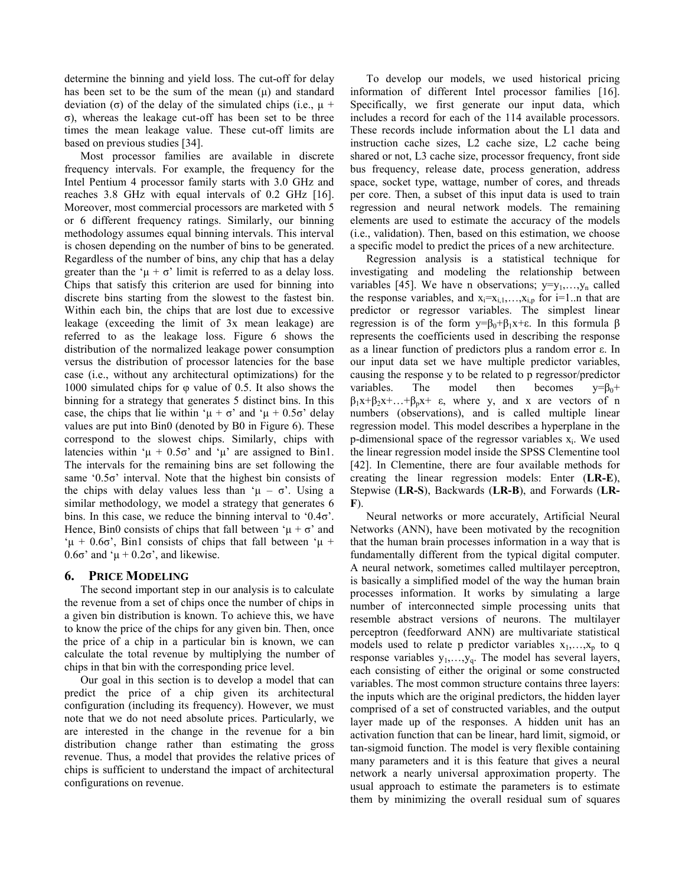determine the binning and yield loss. The cut-off for delay has been set to be the sum of the mean ($\mu$) and standard deviation ($\sigma$) of the delay of the simulated chips (i.e., $\mu + \sigma$), whereas the leakage cut-off has been set to be three times the mean leakage value. These cut-off limits are based on previous studies [34].

Most processor families are available in discrete frequency intervals. For example, the frequency for the Intel Pentium 4 processor family starts with 3.0 GHz and reaches 3.8 GHz with equal intervals of 0.2 GHz [16]. Moreover, most commercial processors are marketed with 5 or 6 different frequency ratings. Similarly, our binning methodology assumes equal binning intervals. This interval is chosen depending on the number of bins to be generated. Regardless of the number of bins, any chip that has a delay greater than the '$\mu + \sigma$' limit is referred to as a delay loss. Chips that satisfy this criterion are used for binning into discrete bins starting from the slowest to the fastest bin. Within each bin, the chips that are lost due to excessive leakage (exceeding the limit of 3x mean leakage) are referred to as the leakage loss. Figure 6 shows the distribution of the normalized leakage power consumption versus the distribution of processor latencies for the base case (i.e., without any architectural optimizations) for the 1000 simulated chips for $\varphi$ value of 0.5. It also shows the binning for a strategy that generates 5 distinct bins. In this case, the chips that lie within '$\mu + \sigma$' and '$\mu + 0.5\sigma$' delay values are put into Bin0 (denoted by B0 in Figure 6). These correspond to the slowest chips. Similarly, chips with latencies within '$\mu + 0.5\sigma$' and '$\mu$' are assigned to Bin1. The intervals for the remaining bins are set following the same '$0.5\sigma$' interval. Note that the highest bin consists of the chips with delay values less than '$\mu - \sigma$'. Using a similar methodology, we model a strategy that generates 6 bins. In this case, we reduce the binning interval to '$0.4\sigma$'. Hence, Bin0 consists of chips that fall between '$\mu + \sigma$' and '$\mu + 0.6\sigma$', Bin1 consists of chips that fall between '$\mu + 0.6\sigma$' and '$\mu + 0.2\sigma$', and likewise.

## 6. PRICE MODELING

The second important step in our analysis is to calculate the revenue from a set of chips once the number of chips in a given bin distribution is known. To achieve this, we have to know the price of the chips for any given bin. Then, once the price of a chip in a particular bin is known, we can calculate the total revenue by multiplying the number of chips in that bin with the corresponding price level.

Our goal in this section is to develop a model that can predict the price of a chip given its architectural configuration (including its frequency). However, we must note that we do not need absolute prices. Particularly, we are interested in the change in the revenue for a bin distribution change rather than estimating the gross revenue. Thus, a model that provides the relative prices of chips is sufficient to understand the impact of architectural configurations on revenue.

To develop our models, we used historical pricing information of different Intel processor families [16]. Specifically, we first generate our input data, which includes a record for each of the 114 available processors. These records include information about the L1 data and instruction cache sizes, L2 cache size, L2 cache being shared or not, L3 cache size, processor frequency, front side bus frequency, release date, process generation, address space, socket type, wattage, number of cores, and threads per core. Then, a subset of this input data is used to train regression and neural network models. The remaining elements are used to estimate the accuracy of the models (i.e., validation). Then, based on this estimation, we choose a specific model to predict the prices of a new architecture.

Regression analysis is a statistical technique for investigating and modeling the relationship between variables [45]. We have n observations; $y=y_1,\ldots,y_n$ called the response variables, and $x_i=x_{i,1},\ldots,x_{i,p}$ for i=1..n that are predictor or regressor variables. The simplest linear regression is of the form $y=\beta_0+\beta_1x+\varepsilon$. In this formula $\beta$ represents the coefficients used in describing the response as a linear function of predictors plus a random error $\varepsilon$. In our input data set we have multiple predictor variables, causing the response y to be related to p regressor/predictor variables. The model then becomes $y=\beta_0+\beta_1x+\beta_2x+\ldots+\beta_px+\varepsilon$, where y, and x are vectors of n numbers (observations), and is called multiple linear regression model. This model describes a hyperplane in the p-dimensional space of the regressor variables $x_i$. We used the linear regression model inside the SPSS Clementine tool [42]. In Clementine, there are four available methods for creating the linear regression models: Enter (**LR-E**), Stepwise (**LR-S**), Backwards (**LR-B**), and Forwards (**LR-F**).

Neural networks or more accurately, Artificial Neural Networks (ANN), have been motivated by the recognition that the human brain processes information in a way that is fundamentally different from the typical digital computer. A neural network, sometimes called multilayer perceptron, is basically a simplified model of the way the human brain processes information. It works by simulating a large number of interconnected simple processing units that resemble abstract versions of neurons. The multilayer perceptron (feedforward ANN) are multivariate statistical models used to relate p predictor variables $x_1,\ldots,x_p$ to q response variables $y_1,\ldots,y_q$. The model has several layers, each consisting of either the original or some constructed variables. The most common structure contains three layers: the inputs which are the original predictors, the hidden layer comprised of a set of constructed variables, and the output layer made up of the responses. A hidden unit has an activation function that can be linear, hard limit, sigmoid, or tan-sigmoid function. The model is very flexible containing many parameters and it is this feature that gives a neural network a nearly universal approximation property. The usual approach to estimate the parameters is to estimate them by minimizing the overall residual sum of squares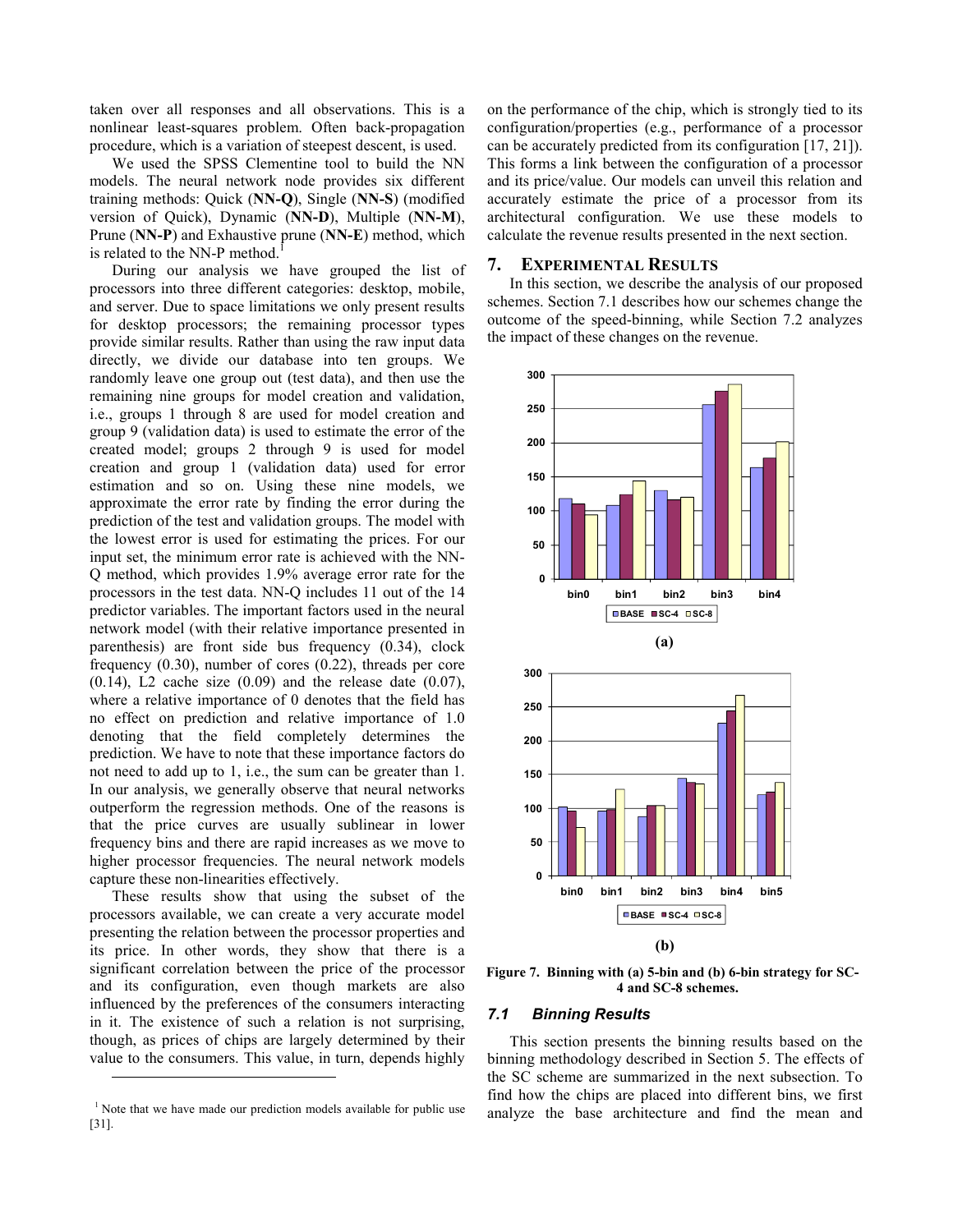taken over all responses and all observations. This is a nonlinear least-squares problem. Often back-propagation procedure, which is a variation of steepest descent, is used.

We used the SPSS Clementine tool to build the NN models. The neural network node provides six different training methods: Quick (**NN-Q**), Single (**NN-S**) (modified version of Quick), Dynamic (**NN-D**), Multiple (**NN-M**), Prune (**NN-P**) and Exhaustive prune (**NN-E**) method, which is related to the NN-P method.[1]

During our analysis we have grouped the list of processors into three different categories: desktop, mobile, and server. Due to space limitations we only present results for desktop processors; the remaining processor types provide similar results. Rather than using the raw input data directly, we divide our database into ten groups. We randomly leave one group out (test data), and then use the remaining nine groups for model creation and validation, i.e., groups 1 through 8 are used for model creation and group 9 (validation data) is used to estimate the error of the created model; groups 2 through 9 is used for model creation and group 1 (validation data) used for error estimation and so on. Using these nine models, we approximate the error rate by finding the error during the prediction of the test and validation groups. The model with the lowest error is used for estimating the prices. For our input set, the minimum error rate is achieved with the NN-Q method, which provides 1.9% average error rate for the processors in the test data. NN-Q includes 11 out of the 14 predictor variables. The important factors used in the neural network model (with their relative importance presented in parenthesis) are front side bus frequency (0.34), clock frequency (0.30), number of cores (0.22), threads per core (0.14), L2 cache size (0.09) and the release date (0.07), where a relative importance of 0 denotes that the field has no effect on prediction and relative importance of 1.0 denoting that the field completely determines the prediction. We have to note that these importance factors do not need to add up to 1, i.e., the sum can be greater than 1. In our analysis, we generally observe that neural networks outperform the regression methods. One of the reasons is that the price curves are usually sublinear in lower frequency bins and there are rapid increases as we move to higher processor frequencies. The neural network models capture these non-linearities effectively.

These results show that using the subset of the processors available, we can create a very accurate model presenting the relation between the processor properties and its price. In other words, they show that there is a significant correlation between the price of the processor and its configuration, even though markets are also influenced by the preferences of the consumers interacting in it. The existence of such a relation is not surprising, though, as prices of chips are largely determined by their value to the consumers. This value, in turn, depends highly on the performance of the chip, which is strongly tied to its configuration/properties (e.g., performance of a processor can be accurately predicted from its configuration [17, 21]). This forms a link between the configuration of a processor and its price/value. Our models can unveil this relation and accurately estimate the price of a processor from its architectural configuration. We use these models to calculate the revenue results presented in the next section.

[1] Note that we have made our prediction models available for public use [31].

## 7. EXPERIMENTAL RESULTS

In this section, we describe the analysis of our proposed schemes. Section 7.1 describes how our schemes change the outcome of the speed-binning, while Section 7.2 analyzes the impact of these changes on the revenue.

(a)

(b)

**Figure 7. Binning with (a) 5-bin and (b) 6-bin strategy for SC-4 and SC-8 schemes.**

### *7.1 Binning Results*

This section presents the binning results based on the binning methodology described in Section 5. The effects of the SC scheme are summarized in the next subsection. To find how the chips are placed into different bins, we first analyze the base architecture and find the mean and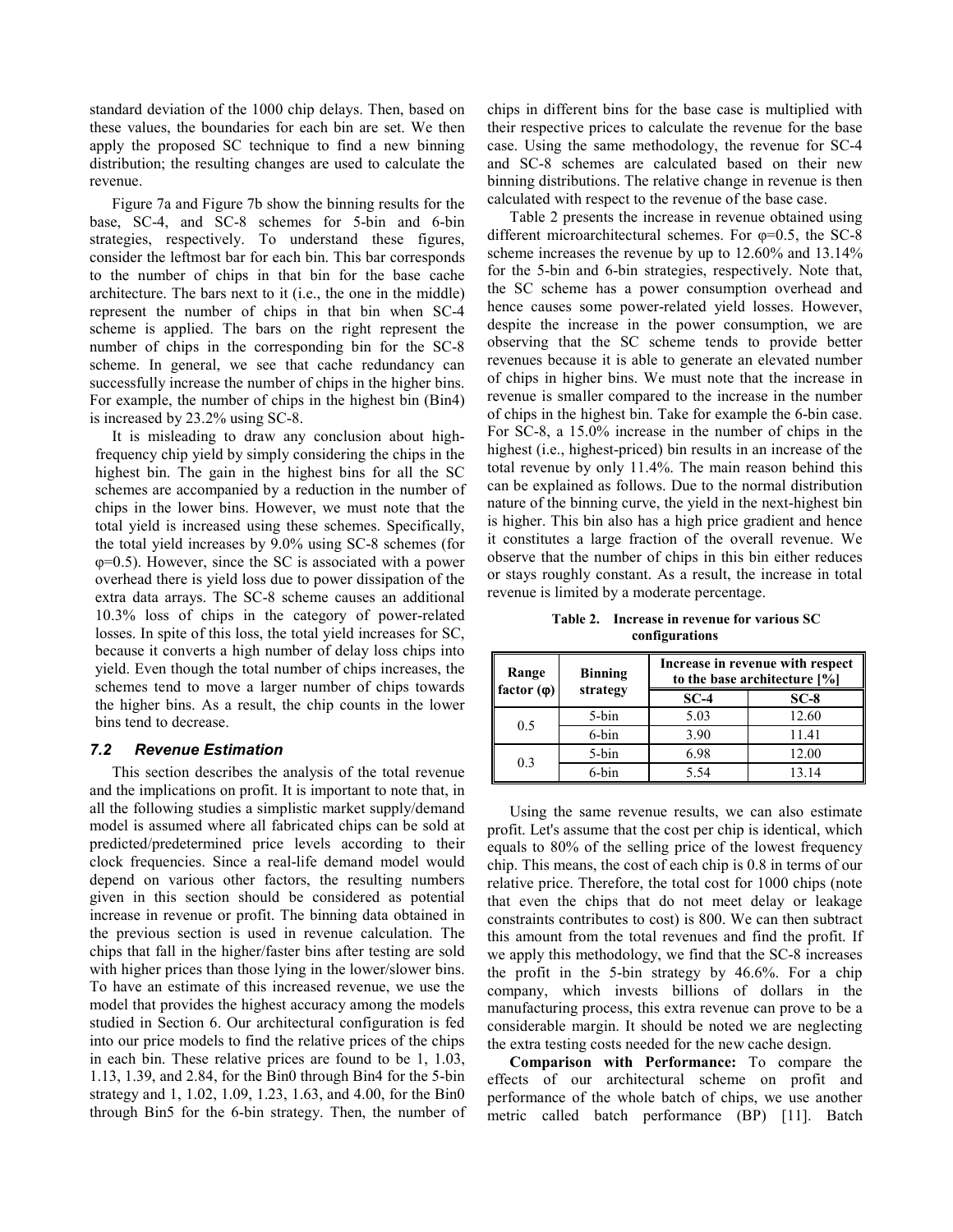standard deviation of the 1000 chip delays. Then, based on these values, the boundaries for each bin are set. We then apply the proposed SC technique to find a new binning distribution; the resulting changes are used to calculate the revenue.

Figure 7a and Figure 7b show the binning results for the base, SC-4, and SC-8 schemes for 5-bin and 6-bin strategies, respectively. To understand these figures, consider the leftmost bar for each bin. This bar corresponds to the number of chips in that bin for the base cache architecture. The bars next to it (i.e., the one in the middle) represent the number of chips in that bin when SC-4 scheme is applied. The bars on the right represent the number of chips in the corresponding bin for the SC-8 scheme. In general, we see that cache redundancy can successfully increase the number of chips in the higher bins. For example, the number of chips in the highest bin (Bin4) is increased by 23.2% using SC-8.

It is misleading to draw any conclusion about high-frequency chip yield by simply considering the chips in the highest bin. The gain in the highest bins for all the SC schemes are accompanied by a reduction in the number of chips in the lower bins. However, we must note that the total yield is increased using these schemes. Specifically, the total yield increases by 9.0% using SC-8 schemes (for φ=0.5). However, since the SC is associated with a power overhead there is yield loss due to power dissipation of the extra data arrays. The SC-8 scheme causes an additional 10.3% loss of chips in the category of power-related losses. In spite of this loss, the total yield increases for SC, because it converts a high number of delay loss chips into yield. Even though the total number of chips increases, the schemes tend to move a larger number of chips towards the higher bins. As a result, the chip counts in the lower bins tend to decrease.

### *7.2 Revenue Estimation*

This section describes the analysis of the total revenue and the implications on profit. It is important to note that, in all the following studies a simplistic market supply/demand model is assumed where all fabricated chips can be sold at predicted/predetermined price levels according to their clock frequencies. Since a real-life demand model would depend on various other factors, the resulting numbers given in this section should be considered as potential increase in revenue or profit. The binning data obtained in the previous section is used in revenue calculation. The chips that fall in the higher/faster bins after testing are sold with higher prices than those lying in the lower/slower bins. To have an estimate of this increased revenue, we use the model that provides the highest accuracy among the models studied in Section 6. Our architectural configuration is fed into our price models to find the relative prices of the chips in each bin. These relative prices are found to be 1, 1.03, 1.13, 1.39, and 2.84, for the Bin0 through Bin4 for the 5-bin strategy and 1, 1.02, 1.09, 1.23, 1.63, and 4.00, for the Bin0 through Bin5 for the 6-bin strategy. Then, the number of chips in different bins for the base case is multiplied with their respective prices to calculate the revenue for the base case. Using the same methodology, the revenue for SC-4 and SC-8 schemes are calculated based on their new binning distributions. The relative change in revenue is then calculated with respect to the revenue of the base case.

Table 2 presents the increase in revenue obtained using different microarchitectural schemes. For φ=0.5, the SC-8 scheme increases the revenue by up to 12.60% and 13.14% for the 5-bin and 6-bin strategies, respectively. Note that, the SC scheme has a power consumption overhead and hence causes some power-related yield losses. However, despite the increase in the power consumption, we are observing that the SC scheme tends to provide better revenues because it is able to generate an elevated number of chips in higher bins. We must note that the increase in revenue is smaller compared to the increase in the number of chips in the highest bin. Take for example the 6-bin case. For SC-8, a 15.0% increase in the number of chips in the highest (i.e., highest-priced) bin results in an increase of the total revenue by only 11.4%. The main reason behind this can be explained as follows. Due to the normal distribution nature of the binning curve, the yield in the next-highest bin is higher. This bin also has a high price gradient and hence it constitutes a large fraction of the overall revenue. We observe that the number of chips in this bin either reduces or stays roughly constant. As a result, the increase in total revenue is limited by a moderate percentage.

**Table 2. Increase in revenue for various SC configurations**

| Range factor (φ) | Binning strategy | Increase in revenue with respect to the base architecture [%] | |
|---|---|---|---|
| | | SC-4 | SC-8 |
| 0.5 | 5-bin | 5.03 | 12.60 |
| | 6-bin | 3.90 | 11.41 |
| 0.3 | 5-bin | 6.98 | 12.00 |
| | 6-bin | 5.54 | 13.14 |

Using the same revenue results, we can also estimate profit. Let's assume that the cost per chip is identical, which equals to 80% of the selling price of the lowest frequency chip. This means, the cost of each chip is 0.8 in terms of our relative price. Therefore, the total cost for 1000 chips (note that even the chips that do not meet delay or leakage constraints contributes to cost) is 800. We can then subtract this amount from the total revenues and find the profit. If we apply this methodology, we find that the SC-8 increases the profit in the 5-bin strategy by 46.6%. For a chip company, which invests billions of dollars in the manufacturing process, this extra revenue can prove to be a considerable margin. It should be noted we are neglecting the extra testing costs needed for the new cache design.

**Comparison with Performance:** To compare the effects of our architectural scheme on profit and performance of the whole batch of chips, we use another metric called batch performance (BP) [11]. Batch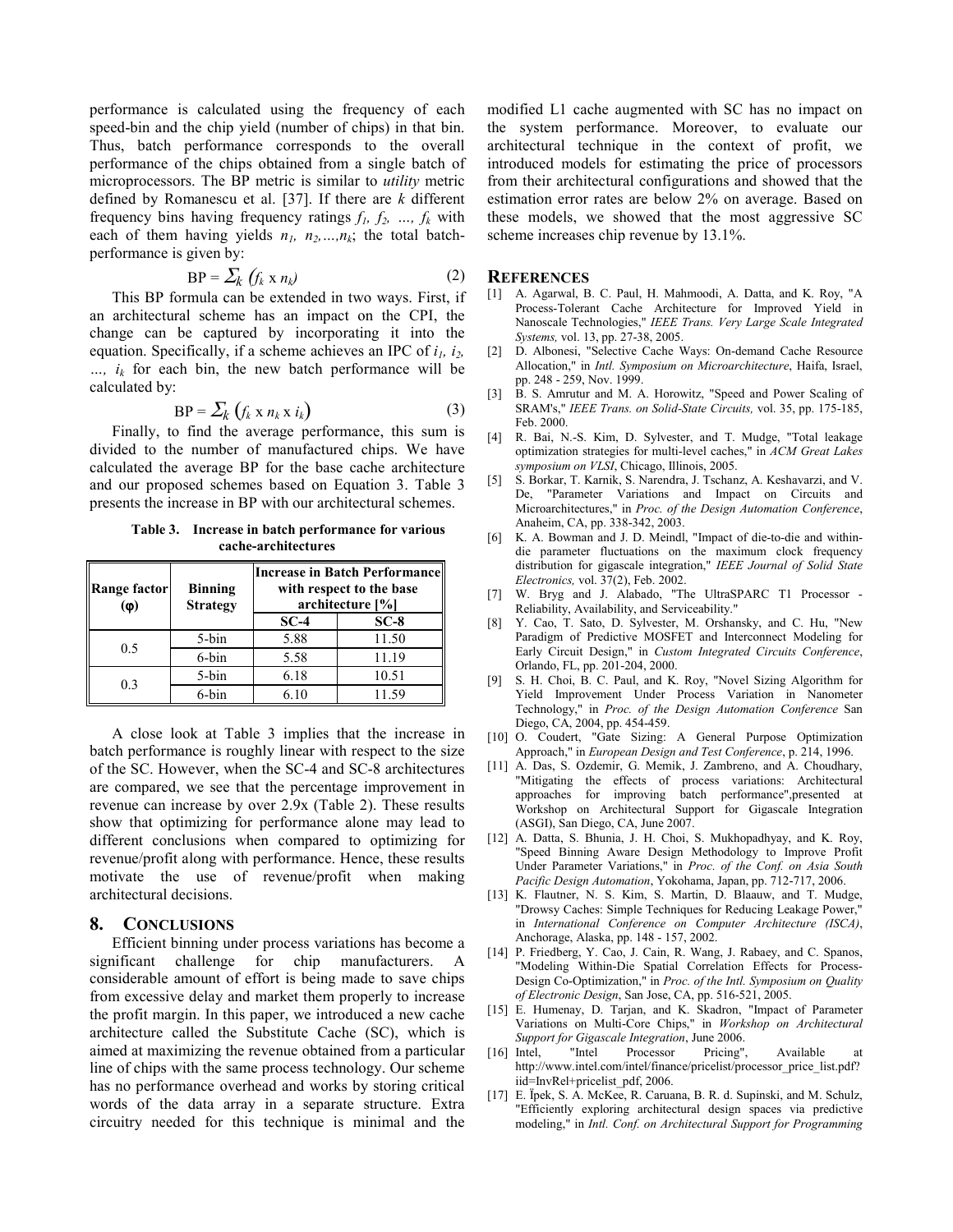performance is calculated using the frequency of each speed-bin and the chip yield (number of chips) in that bin. Thus, batch performance corresponds to the overall performance of the chips obtained from a single batch of microprocessors. The BP metric is similar to *utility* metric defined by Romanescu et al. [37]. If there are $k$ different frequency bins having frequency ratings $f_1, f_2, \ldots, f_k$ with each of them having yields $n_1, n_2, \ldots, n_k$; the total batch-performance is given by:

$$\mathrm{BP} = \sum_k (f_k \times n_k) \tag{2}$$

This BP formula can be extended in two ways. First, if an architectural scheme has an impact on the CPI, the change can be captured by incorporating it into the equation. Specifically, if a scheme achieves an IPC of $i_1, i_2, \ldots, i_k$ for each bin, the new batch performance will be calculated by:

$$\mathrm{BP} = \sum_k (f_k \times n_k \times i_k) \tag{3}$$

Finally, to find the average performance, this sum is divided to the number of manufactured chips. We have calculated the average BP for the base cache architecture and our proposed schemes based on Equation 3. Table 3 presents the increase in BP with our architectural schemes.

**Table 3. Increase in batch performance for various cache-architectures**

| Range factor (φ) | Binning Strategy | Increase in Batch Performance with respect to the base architecture [%] | |
|---|---|---|---|
| | | SC-4 | SC-8 |
| 0.5 | 5-bin | 5.88 | 11.50 |
| | 6-bin | 5.58 | 11.19 |
| 0.3 | 5-bin | 6.18 | 10.51 |
| | 6-bin | 6.10 | 11.59 |

A close look at Table 3 implies that the increase in batch performance is roughly linear with respect to the size of the SC. However, when the SC-4 and SC-8 architectures are compared, we see that the percentage improvement in revenue can increase by over 2.9x (Table 2). These results show that optimizing for performance alone may lead to different conclusions when compared to optimizing for revenue/profit along with performance. Hence, these results motivate the use of revenue/profit when making architectural decisions.

## 8. CONCLUSIONS

Efficient binning under process variations has become a significant challenge for chip manufacturers. A considerable amount of effort is being made to save chips from excessive delay and market them properly to increase the profit margin. In this paper, we introduced a new cache architecture called the Substitute Cache (SC), which is aimed at maximizing the revenue obtained from a particular line of chips with the same process technology. Our scheme has no performance overhead and works by storing critical words of the data array in a separate structure. Extra circuitry needed for this technique is minimal and the modified L1 cache augmented with SC has no impact on the system performance. Moreover, to evaluate our architectural technique in the context of profit, we introduced models for estimating the price of processors from their architectural configurations and showed that the estimation error rates are below 2% on average. Based on these models, we showed that the most aggressive SC scheme increases chip revenue by 13.1%.

## REFERENCES

[1] A. Agarwal, B. C. Paul, H. Mahmoodi, A. Datta, and K. Roy, "A Process-Tolerant Cache Architecture for Improved Yield in Nanoscale Technologies," *IEEE Trans. Very Large Scale Integrated Systems,* vol. 13, pp. 27-38, 2005.

[2] D. Albonesi, "Selective Cache Ways: On-demand Cache Resource Allocation," in *Intl. Symposium on Microarchitecture*, Haifa, Israel, pp. 248 - 259, Nov. 1999.

[3] B. S. Amrutur and M. A. Horowitz, "Speed and Power Scaling of SRAM's," *IEEE Trans. on Solid-State Circuits,* vol. 35, pp. 175-185, Feb. 2000.

[4] R. Bai, N.-S. Kim, D. Sylvester, and T. Mudge, "Total leakage optimization strategies for multi-level caches," in *ACM Great Lakes symposium on VLSI*, Chicago, Illinois, 2005.

[5] S. Borkar, T. Karnik, S. Narendra, J. Tschanz, A. Keshavarzi, and V. De, "Parameter Variations and Impact on Circuits and Microarchitectures," in *Proc. of the Design Automation Conference*, Anaheim, CA, pp. 338-342, 2003.

[6] K. A. Bowman and J. D. Meindl, "Impact of die-to-die and within-die parameter fluctuations on the maximum clock frequency distribution for gigascale integration," *IEEE Journal of Solid State Electronics,* vol. 37(2), Feb. 2002.

[7] W. Bryg and J. Alabado, "The UltraSPARC T1 Processor - Reliability, Availability, and Serviceability."

[8] Y. Cao, T. Sato, D. Sylvester, M. Orshansky, and C. Hu, "New Paradigm of Predictive MOSFET and Interconnect Modeling for Early Circuit Design," in *Custom Integrated Circuits Conference*, Orlando, FL, pp. 201-204, 2000.

[9] S. H. Choi, B. C. Paul, and K. Roy, "Novel Sizing Algorithm for Yield Improvement Under Process Variation in Nanometer Technology," in *Proc. of the Design Automation Conference* San Diego, CA, 2004, pp. 454-459.

[10] O. Coudert, "Gate Sizing: A General Purpose Optimization Approach," in *European Design and Test Conference*, p. 214, 1996.

[11] A. Das, S. Ozdemir, G. Memik, J. Zambreno, and A. Choudhary, "Mitigating the effects of process variations: Architectural approaches for improving batch performance",presented at Workshop on Architectural Support for Gigascale Integration (ASGI), San Diego, CA, June 2007.

[12] A. Datta, S. Bhunia, J. H. Choi, S. Mukhopadhyay, and K. Roy, "Speed Binning Aware Design Methodology to Improve Profit Under Parameter Variations," in *Proc. of the Conf. on Asia South Pacific Design Automation*, Yokohama, Japan, pp. 712-717, 2006.

[13] K. Flautner, N. S. Kim, S. Martin, D. Blaauw, and T. Mudge, "Drowsy Caches: Simple Techniques for Reducing Leakage Power," in *International Conference on Computer Architecture (ISCA)*, Anchorage, Alaska, pp. 148 - 157, 2002.

[14] P. Friedberg, Y. Cao, J. Cain, R. Wang, J. Rabaey, and C. Spanos, "Modeling Within-Die Spatial Correlation Effects for Process-Design Co-Optimization," in *Proc. of the Intl. Symposium on Quality of Electronic Design*, San Jose, CA, pp. 516-521, 2005.

[15] E. Humenay, D. Tarjan, and K. Skadron, "Impact of Parameter Variations on Multi-Core Chips," in *Workshop on Architectural Support for Gigascale Integration*, June 2006.

[16] Intel, "Intel Processor Pricing", Available at http://www.intel.com/intel/finance/pricelist/processor_price_list.pdf?iid=InvRel+pricelist_pdf, 2006.

[17] E. İpek, S. A. McKee, R. Caruana, B. R. d. Supinski, and M. Schulz, "Efficiently exploring architectural design spaces via predictive modeling," in *Intl. Conf. on Architectural Support for Programming*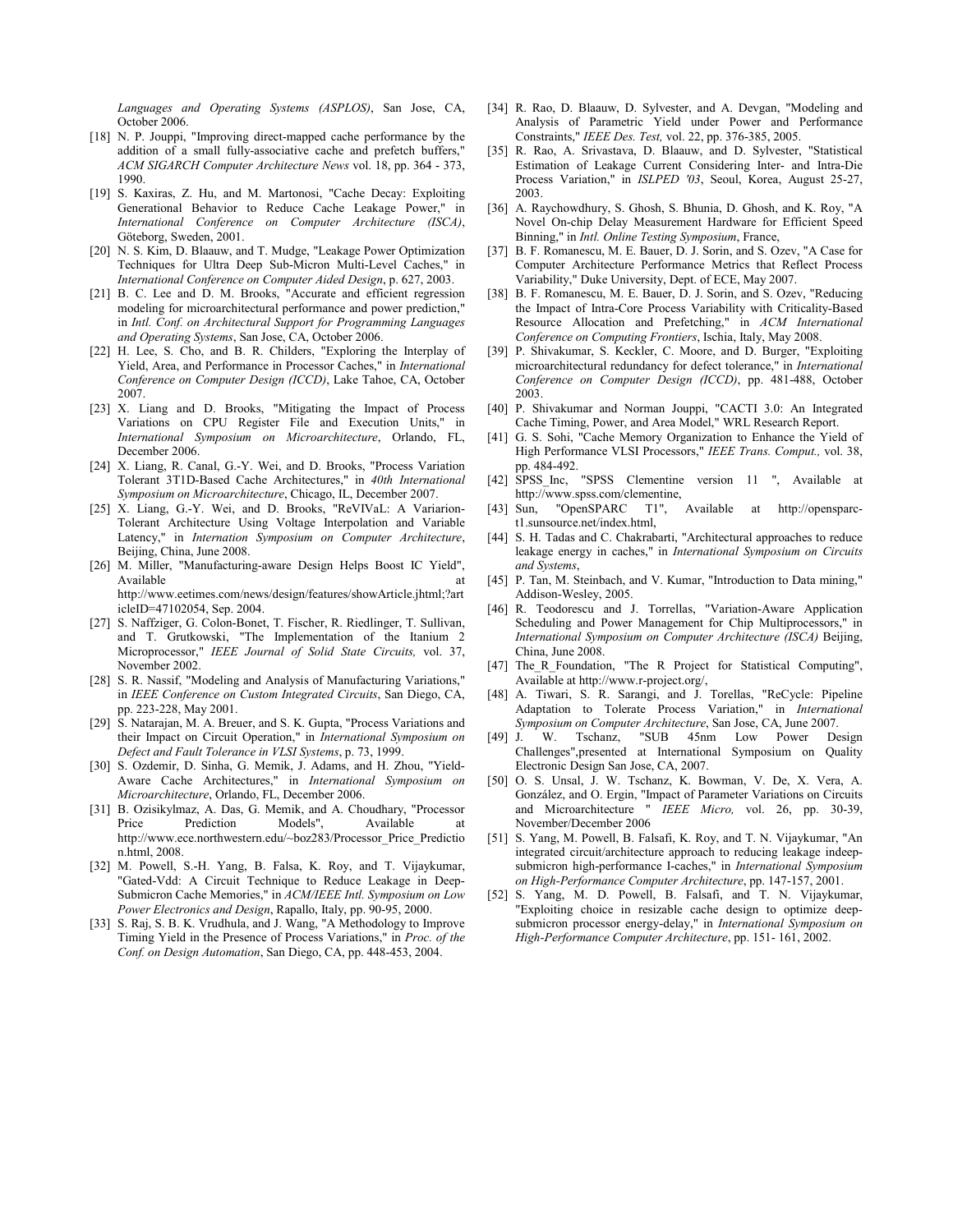*Languages and Operating Systems (ASPLOS)*, San Jose, CA, October 2006.

[18] N. P. Jouppi, "Improving direct-mapped cache performance by the addition of a small fully-associative cache and prefetch buffers," *ACM SIGARCH Computer Architecture News* vol. 18, pp. 364 - 373, 1990.

[19] S. Kaxiras, Z. Hu, and M. Martonosi, "Cache Decay: Exploiting Generational Behavior to Reduce Cache Leakage Power," in *International Conference on Computer Architecture (ISCA)*, Göteborg, Sweden, 2001.

[20] N. S. Kim, D. Blaauw, and T. Mudge, "Leakage Power Optimization Techniques for Ultra Deep Sub-Micron Multi-Level Caches," in *International Conference on Computer Aided Design*, p. 627, 2003.

[21] B. C. Lee and D. M. Brooks, "Accurate and efficient regression modeling for microarchitectural performance and power prediction," in *Intl. Conf. on Architectural Support for Programming Languages and Operating Systems*, San Jose, CA, October 2006.

[22] H. Lee, S. Cho, and B. R. Childers, "Exploring the Interplay of Yield, Area, and Performance in Processor Caches," in *International Conference on Computer Design (ICCD)*, Lake Tahoe, CA, October 2007.

[23] X. Liang and D. Brooks, "Mitigating the Impact of Process Variations on CPU Register File and Execution Units," in *International Symposium on Microarchitecture*, Orlando, FL, December 2006.

[24] X. Liang, R. Canal, G.-Y. Wei, and D. Brooks, "Process Variation Tolerant 3T1D-Based Cache Architectures," in *40th International Symposium on Microarchitecture*, Chicago, IL, December 2007.

[25] X. Liang, G.-Y. Wei, and D. Brooks, "ReVIVaL: A Variarion-Tolerant Architecture Using Voltage Interpolation and Variable Latency," in *Internation Symposium on Computer Architecture*, Beijing, China, June 2008.

[26] M. Miller, "Manufacturing-aware Design Helps Boost IC Yield", Available at http://www.eetimes.com/news/design/features/showArticle.jhtml;?articleID=47102054, Sep. 2004.

[27] S. Naffziger, G. Colon-Bonet, T. Fischer, R. Riedlinger, T. Sullivan, and T. Grutkowski, "The Implementation of the Itanium 2 Microprocessor," *IEEE Journal of Solid State Circuits,* vol. 37, November 2002.

[28] S. R. Nassif, "Modeling and Analysis of Manufacturing Variations," in *IEEE Conference on Custom Integrated Circuits*, San Diego, CA, pp. 223-228, May 2001.

[29] S. Natarajan, M. A. Breuer, and S. K. Gupta, "Process Variations and their Impact on Circuit Operation," in *International Symposium on Defect and Fault Tolerance in VLSI Systems*, p. 73, 1999.

[30] S. Ozdemir, D. Sinha, G. Memik, J. Adams, and H. Zhou, "Yield-Aware Cache Architectures," in *International Symposium on Microarchitecture*, Orlando, FL, December 2006.

[31] B. Ozisikylmaz, A. Das, G. Memik, and A. Choudhary, "Processor Price Prediction Models", Available at http://www.ece.northwestern.edu/~boz283/Processor_Price_Prediction.html, 2008.

[32] M. Powell, S.-H. Yang, B. Falsa, K. Roy, and T. Vijaykumar, "Gated-Vdd: A Circuit Technique to Reduce Leakage in Deep-Submicron Cache Memories," in *ACM/IEEE Intl. Symposium on Low Power Electronics and Design*, Rapallo, Italy, pp. 90-95, 2000.

[33] S. Raj, S. B. K. Vrudhula, and J. Wang, "A Methodology to Improve Timing Yield in the Presence of Process Variations," in *Proc. of the Conf. on Design Automation*, San Diego, CA, pp. 448-453, 2004.

[34] R. Rao, D. Blaauw, D. Sylvester, and A. Devgan, "Modeling and Analysis of Parametric Yield under Power and Performance Constraints," *IEEE Des. Test,* vol. 22, pp. 376-385, 2005.

[35] R. Rao, A. Srivastava, D. Blaauw, and D. Sylvester, "Statistical Estimation of Leakage Current Considering Inter- and Intra-Die Process Variation," in *ISLPED '03*, Seoul, Korea, August 25-27, 2003.

[36] A. Raychowdhury, S. Ghosh, S. Bhunia, D. Ghosh, and K. Roy, "A Novel On-chip Delay Measurement Hardware for Efficient Speed Binning," in *Intl. Online Testing Symposium*, France,

[37] B. F. Romanescu, M. E. Bauer, D. J. Sorin, and S. Ozev, "A Case for Computer Architecture Performance Metrics that Reflect Process Variability," Duke University, Dept. of ECE, May 2007.

[38] B. F. Romanescu, M. E. Bauer, D. J. Sorin, and S. Ozev, "Reducing the Impact of Intra-Core Process Variability with Criticality-Based Resource Allocation and Prefetching," in *ACM International Conference on Computing Frontiers*, Ischia, Italy, May 2008.

[39] P. Shivakumar, S. Keckler, C. Moore, and D. Burger, "Exploiting microarchitectural redundancy for defect tolerance," in *International Conference on Computer Design (ICCD)*, pp. 481-488, October 2003.

[40] P. Shivakumar and Norman Jouppi, "CACTI 3.0: An Integrated Cache Timing, Power, and Area Model," WRL Research Report.

[41] G. S. Sohi, "Cache Memory Organization to Enhance the Yield of High Performance VLSI Processors," *IEEE Trans. Comput.,* vol. 38, pp. 484-492.

[42] SPSS_Inc, "SPSS Clementine version 11 ", Available at http://www.spss.com/clementine,

[43] Sun, "OpenSPARC T1", Available at http://opensparc-t1.sunsource.net/index.html,

[44] S. H. Tadas and C. Chakrabarti, "Architectural approaches to reduce leakage energy in caches," in *International Symposium on Circuits and Systems*,

[45] P. Tan, M. Steinbach, and V. Kumar, "Introduction to Data mining," Addison-Wesley, 2005.

[46] R. Teodorescu and J. Torrellas, "Variation-Aware Application Scheduling and Power Management for Chip Multiprocessors," in *International Symposium on Computer Architecture (ISCA)* Beijing, China, June 2008.

[47] The_R_Foundation, "The R Project for Statistical Computing", Available at http://www.r-project.org/,

[48] A. Tiwari, S. R. Sarangi, and J. Torellas, "ReCycle: Pipeline Adaptation to Tolerate Process Variation," in *International Symposium on Computer Architecture*, San Jose, CA, June 2007.

[49] J. W. Tschanz, "SUB 45nm Low Power Design Challenges",presented at International Symposium on Quality Electronic Design San Jose, CA, 2007.

[50] O. S. Unsal, J. W. Tschanz, K. Bowman, V. De, X. Vera, A. González, and O. Ergin, "Impact of Parameter Variations on Circuits and Microarchitecture " *IEEE Micro,* vol. 26, pp. 30-39, November/December 2006

[51] S. Yang, M. Powell, B. Falsafi, K. Roy, and T. N. Vijaykumar, "An integrated circuit/architecture approach to reducing leakage indeep-submicron high-performance I-caches," in *International Symposium on High-Performance Computer Architecture*, pp. 147-157, 2001.

[52] S. Yang, M. D. Powell, B. Falsafi, and T. N. Vijaykumar, "Exploiting choice in resizable cache design to optimize deep-submicron processor energy-delay," in *International Symposium on High-Performance Computer Architecture*, pp. 151- 161, 2002.